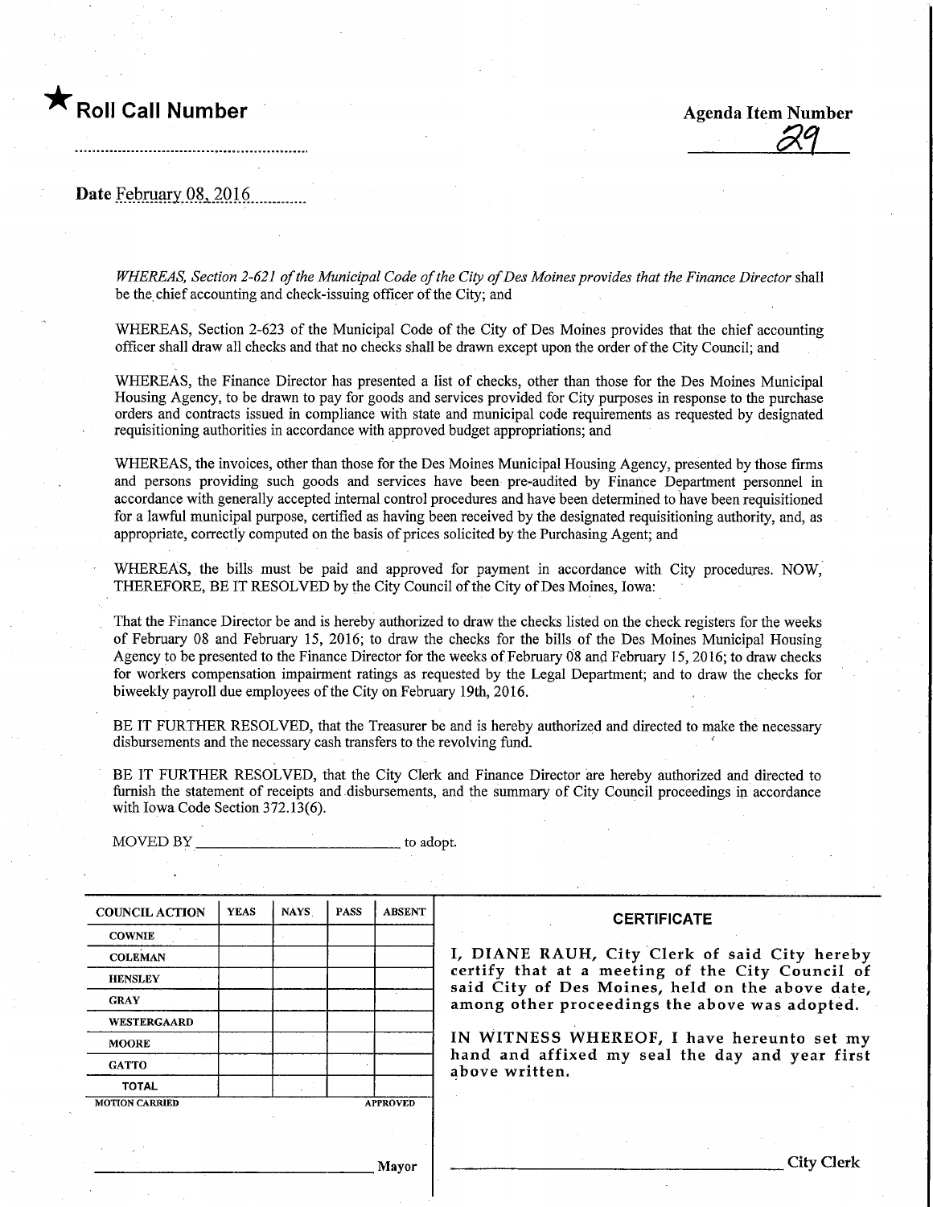★ **Roll Call Number**

**Agenda Item Number**

29

Date February 08, 2016

*WHEREAS, Section 2-621 of the Municipal Code of the City of Des Moines provides that the Finance Director* shall be the chief accounting and check-issuing officer of the City; and

WHEREAS, Section 2-623 of the Municipal Code of the City of Des Moines provides that the chief accounting officer shall draw all checks and that no checks shall be drawn except upon the order of the City Council; and

WHEREAS, the Finance Director has presented a list of checks, other than those for the Des Moines Municipal Housing Agency, to be drawn to pay for goods and services provided for City purposes in response to the purchase orders and contracts issued in compliance with state and municipal code requirements as requested by designated requisitioning authorities in accordance with approved budget appropriations; and

WHEREAS, the invoices, other than those for the Des Moines Municipal Housing Agency, presented by those firms and persons providing such goods and services have been pre-audited by Finance Department personnel in accordance with generally accepted internal control procedures and have been determined to have been requisitioned for a lawful municipal purpose, certified as having been received by the designated requisitioning authority, and, as appropriate, correctly computed on the basis of prices solicited by the Purchasing Agent; and

WHEREAS, the bills must be paid and approved for payment in accordance with City procedures. NOW, THEREFORE, BE IT RESOLVED by the City Council of the City of Des Moines, Iowa:

That the Finance Director be and is hereby authorized to draw the checks listed on the check registers for the weeks of February 08 and February 15, 2016; to draw the checks for the bills of the Des Moines Municipal Housing Agency to be presented to the Finance Director for the weeks of February 08 and February 15, 2016; to draw checks for workers compensation impairment ratings as requested by the Legal Department; and to draw the checks for biweekly payroll due employees of the City on February 19th, 2016.

BE IT FURTHER RESOLVED, that the Treasurer be and is hereby authorized and directed to make the necessary disbursements and the necessary cash transfers to the revolving fund.

BE IT FURTHER RESOLVED, that the City Clerk and Finance Director are hereby authorized and directed to furnish the statement of receipts and disbursements, and the summary of City Council proceedings in accordance with Iowa Code Section 372.13(6).

MOVED BY ____________________ to adopt.

| COUNCIL ACTION | YEAS | NAYS | PASS | ABSENT |
|---|---|---|---|---|
| COWNIE | | | | |
| COLEMAN | | | | |
| HENSLEY | | | | |
| GRAY | | | | |
| WESTERGAARD | | | | |
| MOORE | | | | |
| GATTO | | | | |
| TOTAL | | | | |

MOTION CARRIED APPROVED

____________________ Mayor

**CERTIFICATE**

I, DIANE RAUH, City Clerk of said City hereby certify that at a meeting of the City Council of said City of Des Moines, held on the above date, among other proceedings the above was adopted.

IN WITNESS WHEREOF, I have hereunto set my hand and affixed my seal the day and year first above written.

____________________ City Clerk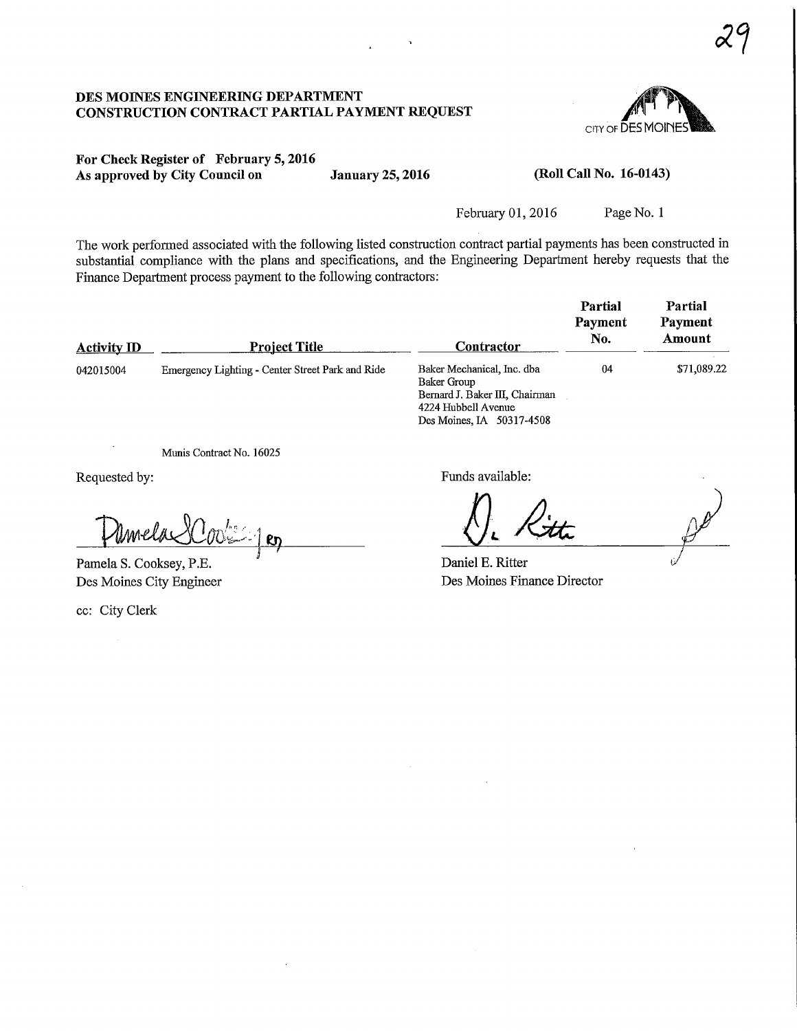# DES MOINES ENGINEERING DEPARTMENT
## CONSTRUCTION CONTRACT PARTIAL PAYMENT REQUEST

**For Check Register of February 5, 2016**
**As approved by City Council on January 25, 2016 (Roll Call No. 16-0143)**

February 01, 2016

The work performed associated with the following listed construction contract partial payments has been constructed in substantial compliance with the plans and specifications, and the Engineering Department hereby requests that the Finance Department process payment to the following contractors:

| Activity ID | Project Title | Contractor | Partial Payment No. | Partial Payment Amount |
|---|---|---|---|---|
| 042015004 | Emergency Lighting - Center Street Park and Ride | Baker Mechanical, Inc. dba Baker Group<br>Bernard J. Baker III, Chairman<br>4224 Hubbell Avenue<br>Des Moines, IA 50317-4508 | 04 | $71,089.22 |

Munis Contract No. 16025

Requested by:

Pamela S. Cooksey, P.E.
Des Moines City Engineer

Funds available:

Daniel E. Ritter
Des Moines Finance Director

cc: City Clerk